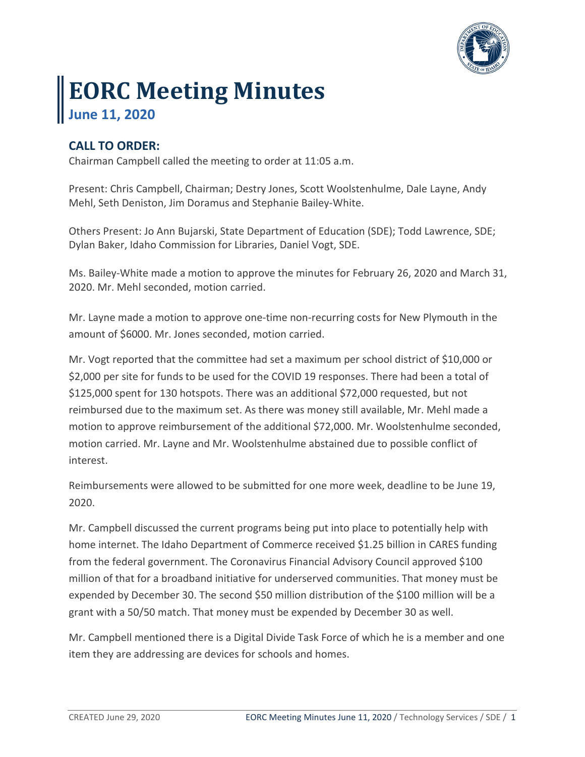# EORC Meeting Minutes

## June 11, 2020

### CALL TO ORDER:

Chairman Campbell called the meeting to order at 11:05 a.m.

Present: Chris Campbell, Chairman; Destry Jones, Scott Woolstenhulme, Dale Layne, Andy Mehl, Seth Deniston, Jim Doramus and Stephanie Bailey-White.

Others Present: Jo Ann Bujarski, State Department of Education (SDE); Todd Lawrence, SDE; Dylan Baker, Idaho Commission for Libraries, Daniel Vogt, SDE.

Ms. Bailey-White made a motion to approve the minutes for February 26, 2020 and March 31, 2020. Mr. Mehl seconded, motion carried.

Mr. Layne made a motion to approve one-time non-recurring costs for New Plymouth in the amount of $6000. Mr. Jones seconded, motion carried.

Mr. Vogt reported that the committee had set a maximum per school district of $10,000 or $2,000 per site for funds to be used for the COVID 19 responses. There had been a total of $125,000 spent for 130 hotspots. There was an additional $72,000 requested, but not reimbursed due to the maximum set. As there was money still available, Mr. Mehl made a motion to approve reimbursement of the additional $72,000. Mr. Woolstenhulme seconded, motion carried. Mr. Layne and Mr. Woolstenhulme abstained due to possible conflict of interest.

Reimbursements were allowed to be submitted for one more week, deadline to be June 19, 2020.

Mr. Campbell discussed the current programs being put into place to potentially help with home internet. The Idaho Department of Commerce received $1.25 billion in CARES funding from the federal government. The Coronavirus Financial Advisory Council approved $100 million of that for a broadband initiative for underserved communities. That money must be expended by December 30. The second $50 million distribution of the $100 million will be a grant with a 50/50 match. That money must be expended by December 30 as well.

Mr. Campbell mentioned there is a Digital Divide Task Force of which he is a member and one item they are addressing are devices for schools and homes.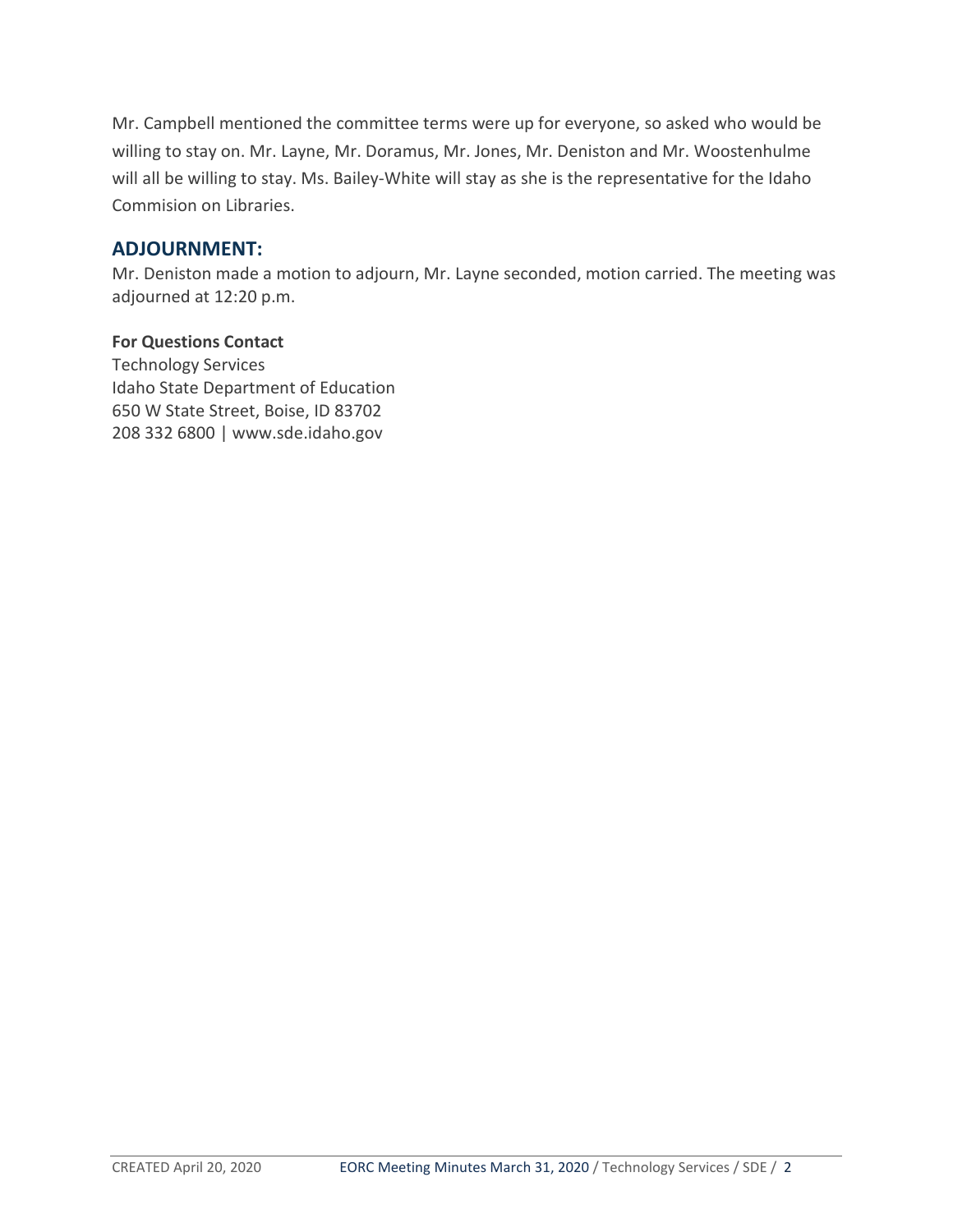Mr. Campbell mentioned the committee terms were up for everyone, so asked who would be willing to stay on. Mr. Layne, Mr. Doramus, Mr. Jones, Mr. Deniston and Mr. Woostenhulme will all be willing to stay. Ms. Bailey-White will stay as she is the representative for the Idaho Commision on Libraries.

## ADJOURNMENT:

Mr. Deniston made a motion to adjourn, Mr. Layne seconded, motion carried. The meeting was adjourned at 12:20 p.m.

**For Questions Contact**
Technology Services
Idaho State Department of Education
650 W State Street, Boise, ID 83702
208 332 6800 | www.sde.idaho.gov